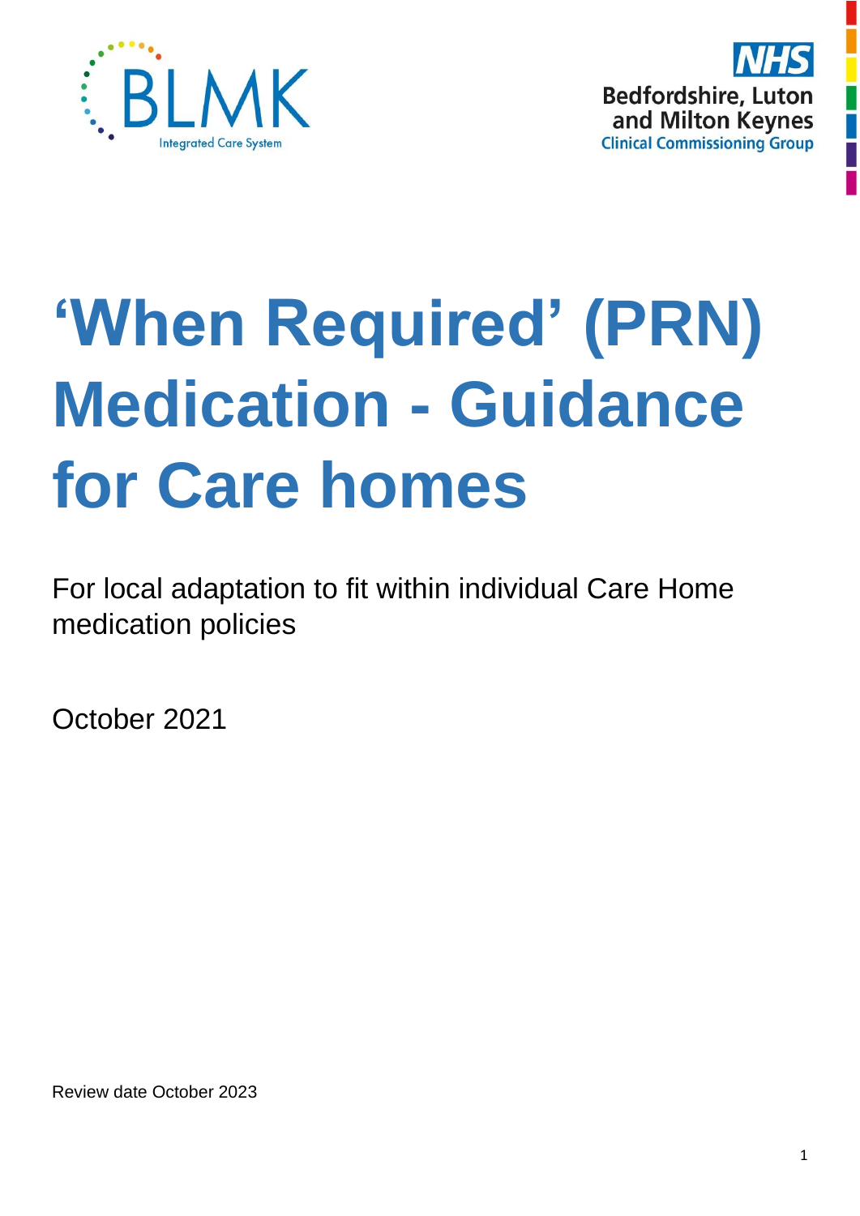BLMK Integrated Care System

NHS Bedfordshire, Luton and Milton Keynes Clinical Commissioning Group

# 'When Required' (PRN) Medication - Guidance for Care homes

For local adaptation to fit within individual Care Home medication policies

October 2021

Review date October 2023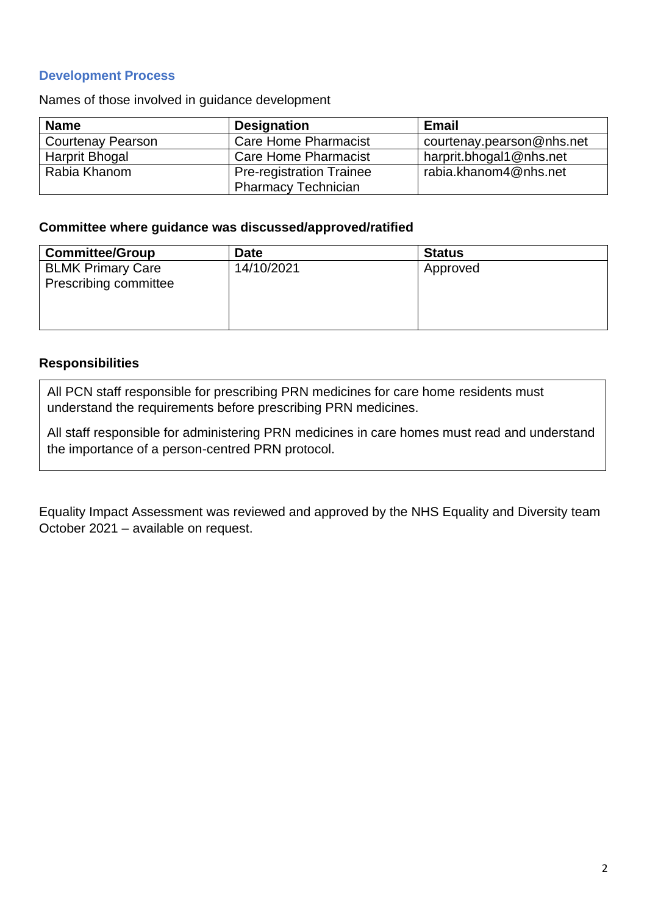## Development Process

Names of those involved in guidance development

| Name | Designation | Email |
| --- | --- | --- |
| Courtenay Pearson | Care Home Pharmacist | courtenay.pearson@nhs.net |
| Harprit Bhogal | Care Home Pharmacist | harprit.bhogal1@nhs.net |
| Rabia Khanom | Pre-registration Trainee Pharmacy Technician | rabia.khanom4@nhs.net |

### Committee where guidance was discussed/approved/ratified

| Committee/Group | Date | Status |
| --- | --- | --- |
| BLMK Primary Care Prescribing committee | 14/10/2021 | Approved |

### Responsibilities

All PCN staff responsible for prescribing PRN medicines for care home residents must understand the requirements before prescribing PRN medicines.

All staff responsible for administering PRN medicines in care homes must read and understand the importance of a person-centred PRN protocol.

Equality Impact Assessment was reviewed and approved by the NHS Equality and Diversity team October 2021 – available on request.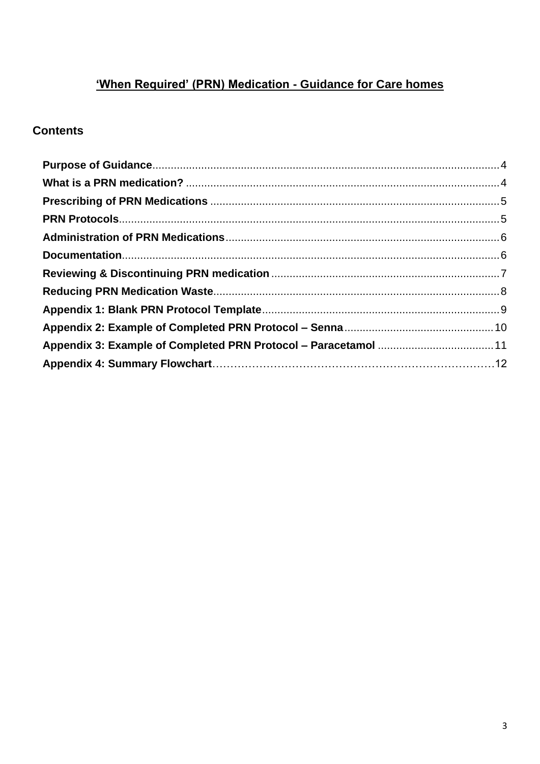# 'When Required' (PRN) Medication - Guidance for Care homes

## Contents

**Purpose of Guidance**..........4
**What is a PRN medication?**..........4
**Prescribing of PRN Medications**..........5
**PRN Protocols**..........5
**Administration of PRN Medications**..........6
**Documentation**..........6
**Reviewing & Discontinuing PRN medication**..........7
**Reducing PRN Medication Waste**..........8
**Appendix 1: Blank PRN Protocol Template**..........9
**Appendix 2: Example of Completed PRN Protocol – Senna**..........10
**Appendix 3: Example of Completed PRN Protocol – Paracetamol**..........11
**Appendix 4: Summary Flowchart**..........12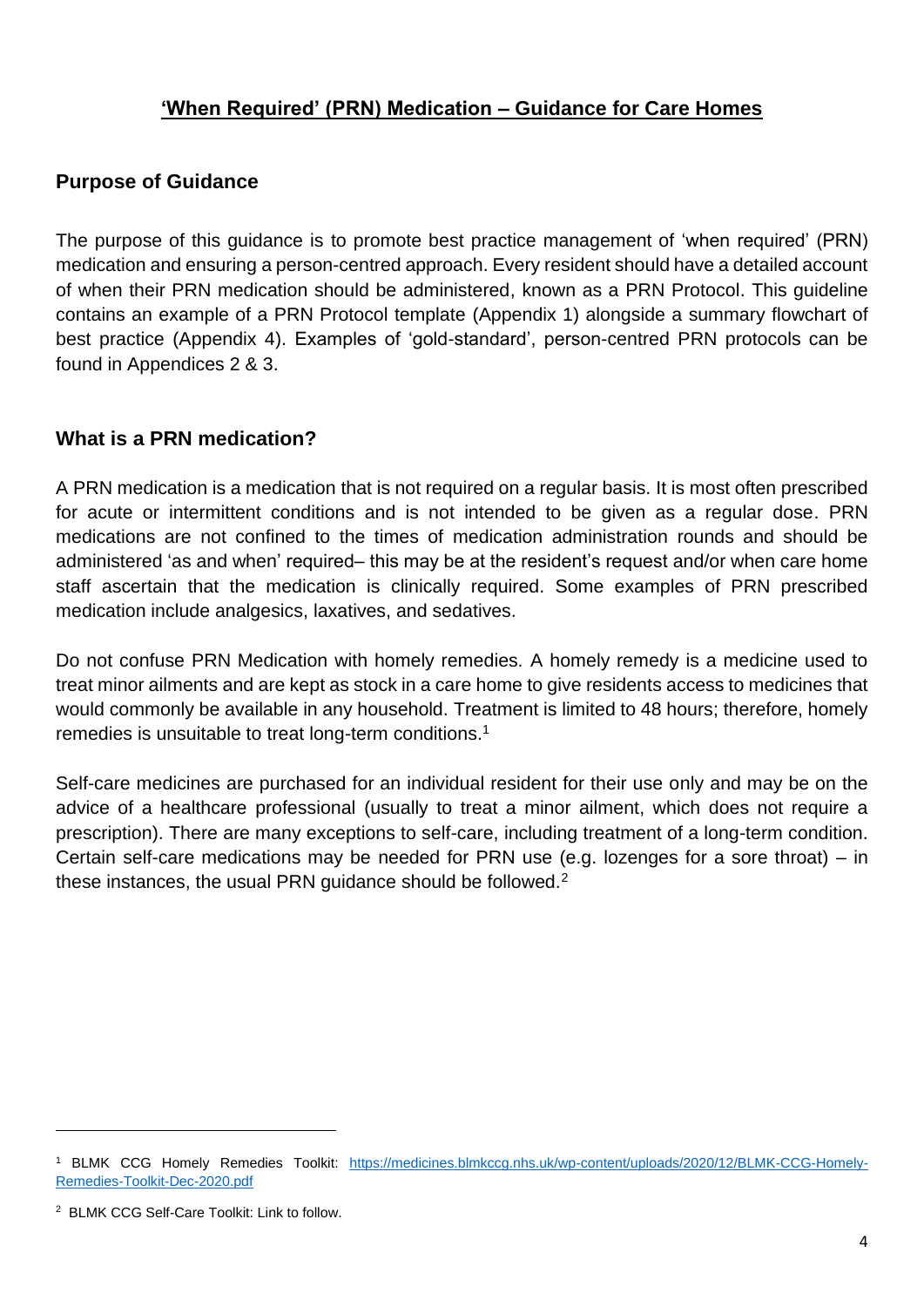## 'When Required' (PRN) Medication – Guidance for Care Homes

### Purpose of Guidance

The purpose of this guidance is to promote best practice management of 'when required' (PRN) medication and ensuring a person-centred approach. Every resident should have a detailed account of when their PRN medication should be administered, known as a PRN Protocol. This guideline contains an example of a PRN Protocol template (Appendix 1) alongside a summary flowchart of best practice (Appendix 4). Examples of 'gold-standard', person-centred PRN protocols can be found in Appendices 2 & 3.

### What is a PRN medication?

A PRN medication is a medication that is not required on a regular basis. It is most often prescribed for acute or intermittent conditions and is not intended to be given as a regular dose. PRN medications are not confined to the times of medication administration rounds and should be administered 'as and when' required– this may be at the resident's request and/or when care home staff ascertain that the medication is clinically required. Some examples of PRN prescribed medication include analgesics, laxatives, and sedatives.

Do not confuse PRN Medication with homely remedies. A homely remedy is a medicine used to treat minor ailments and are kept as stock in a care home to give residents access to medicines that would commonly be available in any household. Treatment is limited to 48 hours; therefore, homely remedies is unsuitable to treat long-term conditions.[1]

Self-care medicines are purchased for an individual resident for their use only and may be on the advice of a healthcare professional (usually to treat a minor ailment, which does not require a prescription). There are many exceptions to self-care, including treatment of a long-term condition. Certain self-care medications may be needed for PRN use (e.g. lozenges for a sore throat) – in these instances, the usual PRN guidance should be followed.[2]

---

[1] BLMK CCG Homely Remedies Toolkit: https://medicines.blmkccg.nhs.uk/wp-content/uploads/2020/12/BLMK-CCG-Homely-Remedies-Toolkit-Dec-2020.pdf

[2] BLMK CCG Self-Care Toolkit: Link to follow.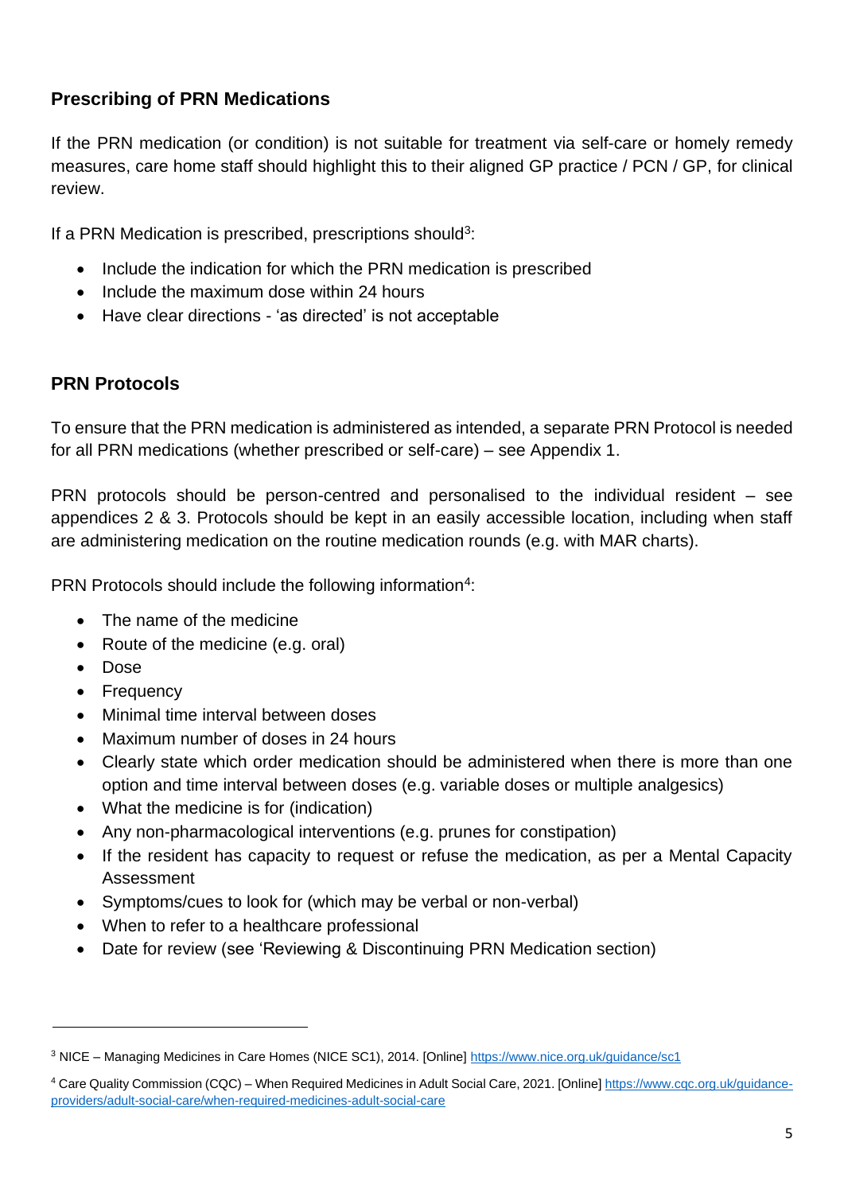## Prescribing of PRN Medications

If the PRN medication (or condition) is not suitable for treatment via self-care or homely remedy measures, care home staff should highlight this to their aligned GP practice / PCN / GP, for clinical review.

If a PRN Medication is prescribed, prescriptions should[3]:

- Include the indication for which the PRN medication is prescribed
- Include the maximum dose within 24 hours
- Have clear directions - 'as directed' is not acceptable

## PRN Protocols

To ensure that the PRN medication is administered as intended, a separate PRN Protocol is needed for all PRN medications (whether prescribed or self-care) – see Appendix 1.

PRN protocols should be person-centred and personalised to the individual resident – see appendices 2 & 3. Protocols should be kept in an easily accessible location, including when staff are administering medication on the routine medication rounds (e.g. with MAR charts).

PRN Protocols should include the following information[4]:

- The name of the medicine
- Route of the medicine (e.g. oral)
- Dose
- Frequency
- Minimal time interval between doses
- Maximum number of doses in 24 hours
- Clearly state which order medication should be administered when there is more than one option and time interval between doses (e.g. variable doses or multiple analgesics)
- What the medicine is for (indication)
- Any non-pharmacological interventions (e.g. prunes for constipation)
- If the resident has capacity to request or refuse the medication, as per a Mental Capacity Assessment
- Symptoms/cues to look for (which may be verbal or non-verbal)
- When to refer to a healthcare professional
- Date for review (see 'Reviewing & Discontinuing PRN Medication section)

---

[3] NICE – Managing Medicines in Care Homes (NICE SC1), 2014. [Online] https://www.nice.org.uk/guidance/sc1

[4] Care Quality Commission (CQC) – When Required Medicines in Adult Social Care, 2021. [Online] https://www.cqc.org.uk/guidance-providers/adult-social-care/when-required-medicines-adult-social-care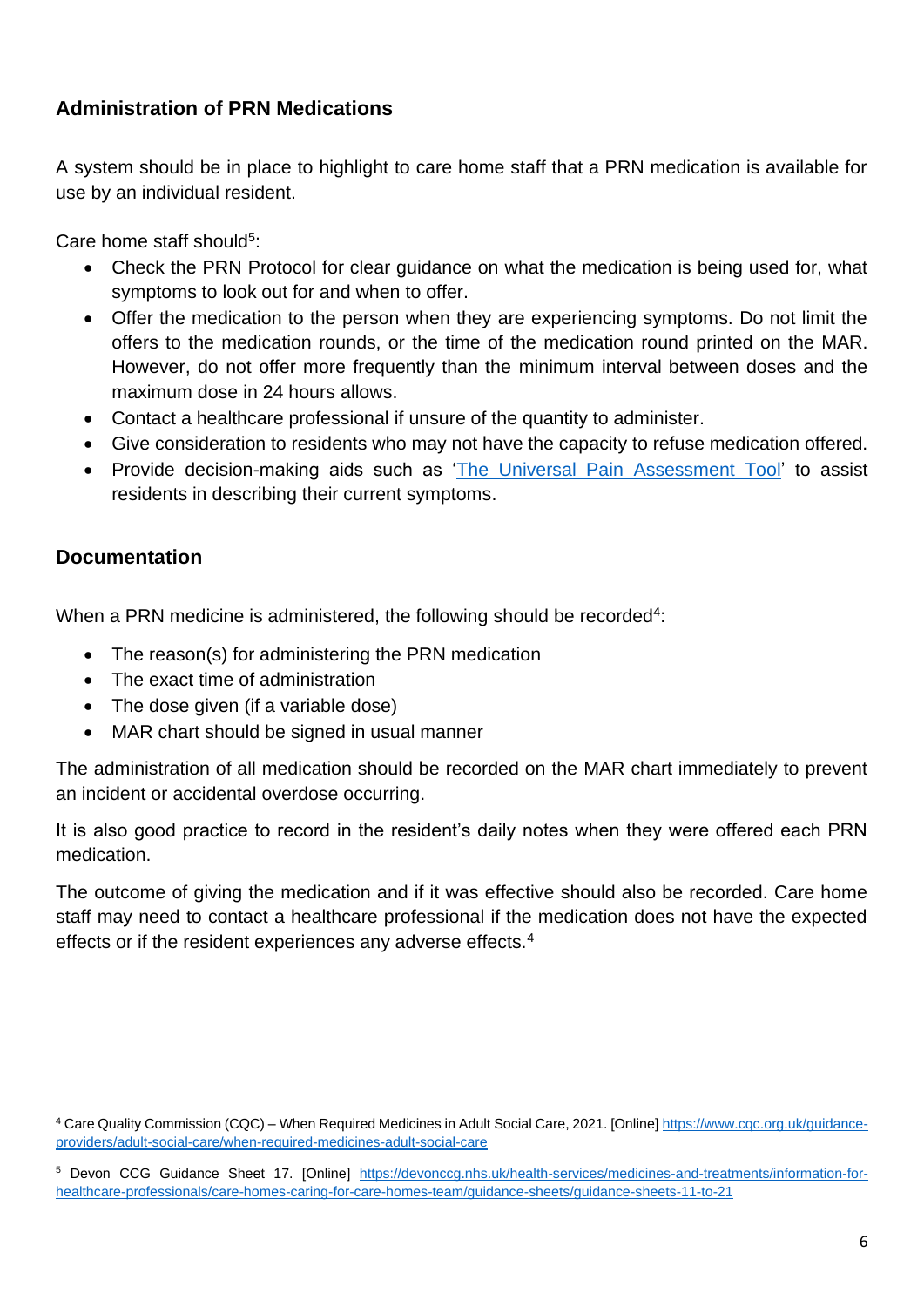## Administration of PRN Medications

A system should be in place to highlight to care home staff that a PRN medication is available for use by an individual resident.

Care home staff should[5]:

- Check the PRN Protocol for clear guidance on what the medication is being used for, what symptoms to look out for and when to offer.
- Offer the medication to the person when they are experiencing symptoms. Do not limit the offers to the medication rounds, or the time of the medication round printed on the MAR. However, do not offer more frequently than the minimum interval between doses and the maximum dose in 24 hours allows.
- Contact a healthcare professional if unsure of the quantity to administer.
- Give consideration to residents who may not have the capacity to refuse medication offered.
- Provide decision-making aids such as 'The Universal Pain Assessment Tool' to assist residents in describing their current symptoms.

## Documentation

When a PRN medicine is administered, the following should be recorded[4]:

- The reason(s) for administering the PRN medication
- The exact time of administration
- The dose given (if a variable dose)
- MAR chart should be signed in usual manner

The administration of all medication should be recorded on the MAR chart immediately to prevent an incident or accidental overdose occurring.

It is also good practice to record in the resident's daily notes when they were offered each PRN medication.

The outcome of giving the medication and if it was effective should also be recorded. Care home staff may need to contact a healthcare professional if the medication does not have the expected effects or if the resident experiences any adverse effects.[4]

---

[4] Care Quality Commission (CQC) – When Required Medicines in Adult Social Care, 2021. [Online] https://www.cqc.org.uk/guidance-providers/adult-social-care/when-required-medicines-adult-social-care

[5] Devon CCG Guidance Sheet 17. [Online] https://devonccg.nhs.uk/health-services/medicines-and-treatments/information-for-healthcare-professionals/care-homes-caring-for-care-homes-team/guidance-sheets/guidance-sheets-11-to-21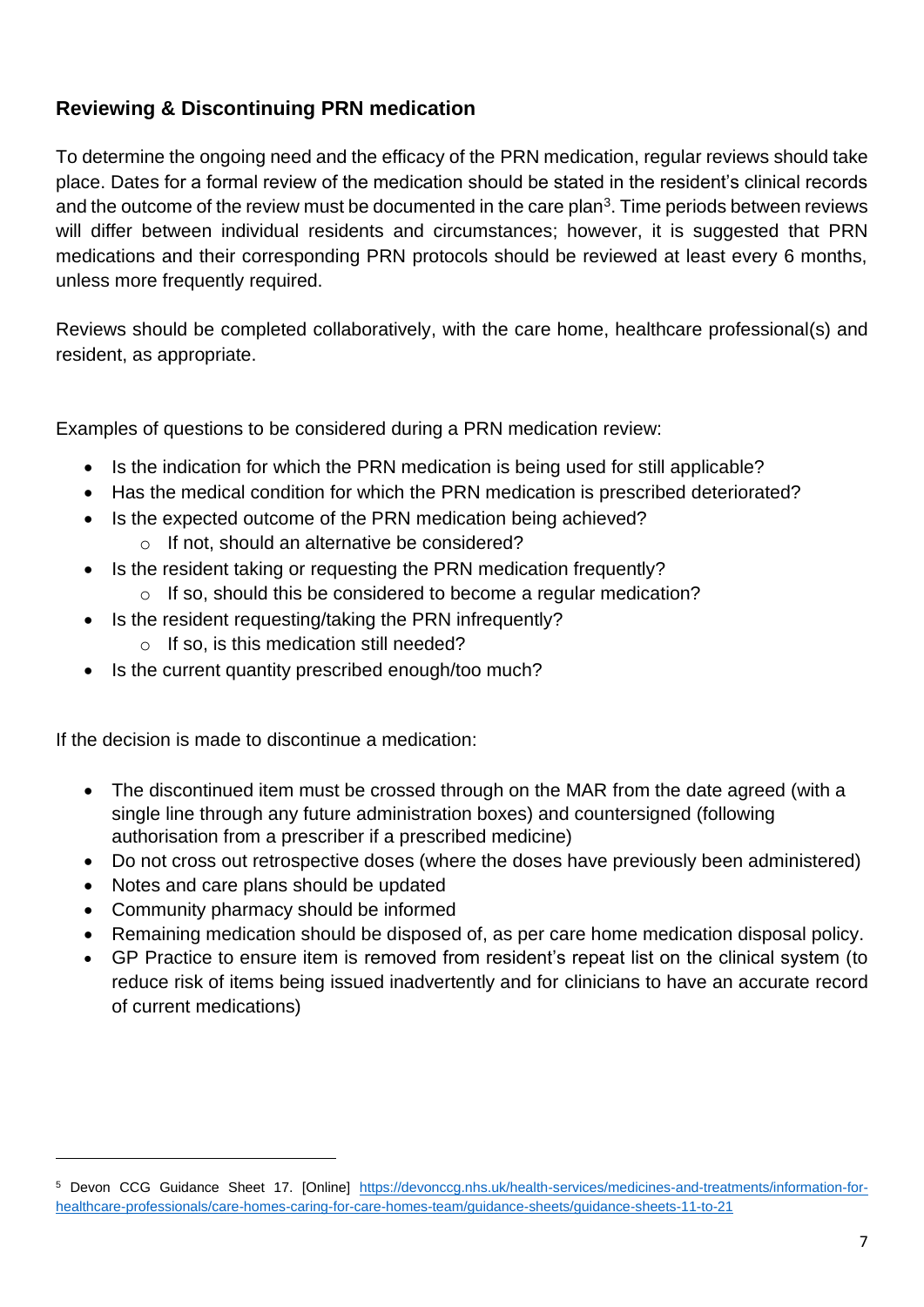## Reviewing & Discontinuing PRN medication

To determine the ongoing need and the efficacy of the PRN medication, regular reviews should take place. Dates for a formal review of the medication should be stated in the resident's clinical records and the outcome of the review must be documented in the care plan[3]. Time periods between reviews will differ between individual residents and circumstances; however, it is suggested that PRN medications and their corresponding PRN protocols should be reviewed at least every 6 months, unless more frequently required.

Reviews should be completed collaboratively, with the care home, healthcare professional(s) and resident, as appropriate.

Examples of questions to be considered during a PRN medication review:

- Is the indication for which the PRN medication is being used for still applicable?
- Has the medical condition for which the PRN medication is prescribed deteriorated?
- Is the expected outcome of the PRN medication being achieved?
  - If not, should an alternative be considered?
- Is the resident taking or requesting the PRN medication frequently?
  - If so, should this be considered to become a regular medication?
- Is the resident requesting/taking the PRN infrequently?
  - If so, is this medication still needed?
- Is the current quantity prescribed enough/too much?

If the decision is made to discontinue a medication:

- The discontinued item must be crossed through on the MAR from the date agreed (with a single line through any future administration boxes) and countersigned (following authorisation from a prescriber if a prescribed medicine)
- Do not cross out retrospective doses (where the doses have previously been administered)
- Notes and care plans should be updated
- Community pharmacy should be informed
- Remaining medication should be disposed of, as per care home medication disposal policy.
- GP Practice to ensure item is removed from resident's repeat list on the clinical system (to reduce risk of items being issued inadvertently and for clinicians to have an accurate record of current medications)

---

[5] Devon CCG Guidance Sheet 17. [Online] https://devonccg.nhs.uk/health-services/medicines-and-treatments/information-for-healthcare-professionals/care-homes-caring-for-care-homes-team/guidance-sheets/guidance-sheets-11-to-21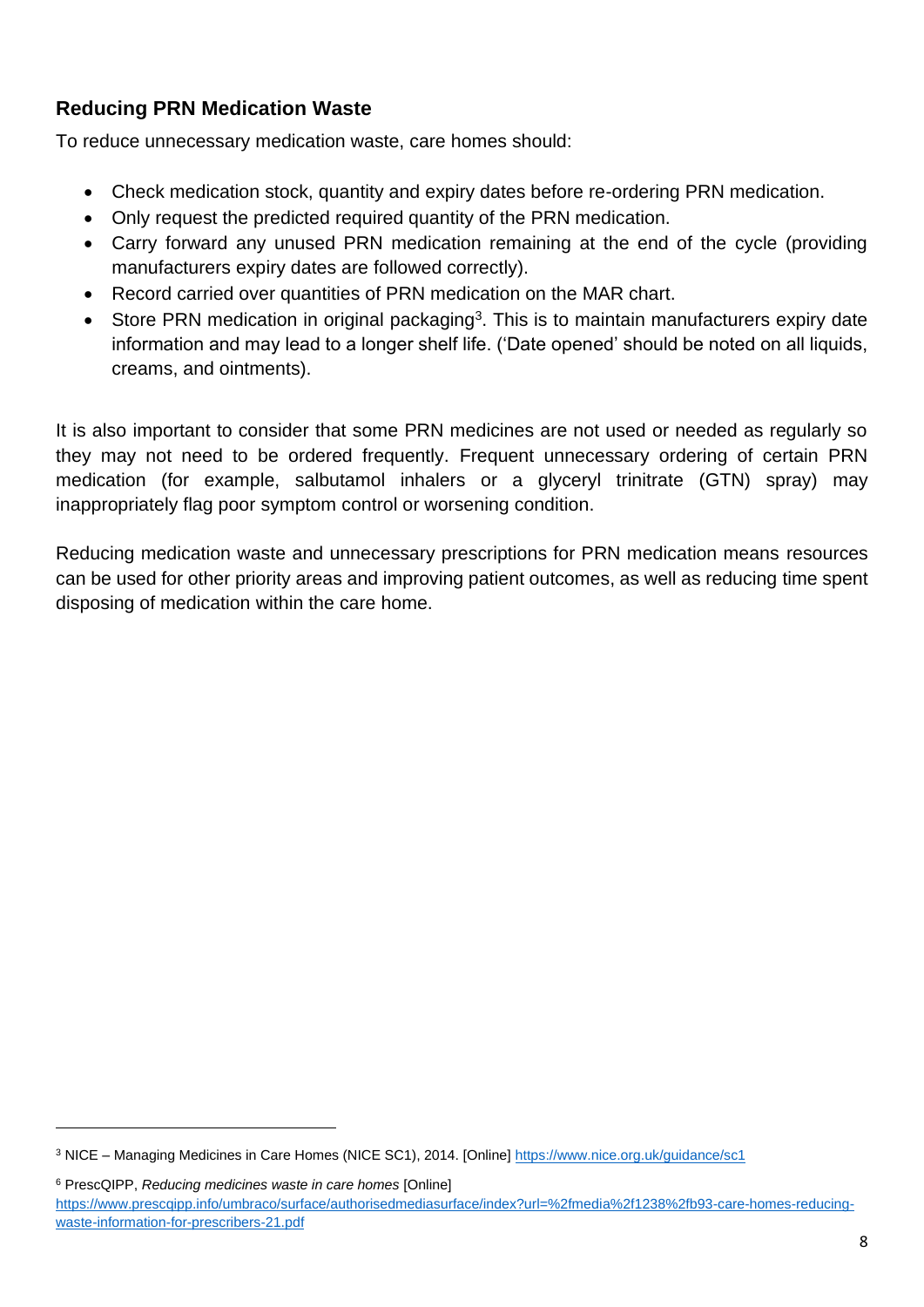## Reducing PRN Medication Waste

To reduce unnecessary medication waste, care homes should:

- Check medication stock, quantity and expiry dates before re-ordering PRN medication.
- Only request the predicted required quantity of the PRN medication.
- Carry forward any unused PRN medication remaining at the end of the cycle (providing manufacturers expiry dates are followed correctly).
- Record carried over quantities of PRN medication on the MAR chart.
- Store PRN medication in original packaging[3]. This is to maintain manufacturers expiry date information and may lead to a longer shelf life. ('Date opened' should be noted on all liquids, creams, and ointments).

It is also important to consider that some PRN medicines are not used or needed as regularly so they may not need to be ordered frequently. Frequent unnecessary ordering of certain PRN medication (for example, salbutamol inhalers or a glyceryl trinitrate (GTN) spray) may inappropriately flag poor symptom control or worsening condition.

Reducing medication waste and unnecessary prescriptions for PRN medication means resources can be used for other priority areas and improving patient outcomes, as well as reducing time spent disposing of medication within the care home.

---

[3] NICE – Managing Medicines in Care Homes (NICE SC1), 2014. [Online] https://www.nice.org.uk/guidance/sc1

[6] PrescQIPP, *Reducing medicines waste in care homes* [Online] https://www.prescqipp.info/umbraco/surface/authorisedmediasurface/index?url=%2fmedia%2f1238%2fb93-care-homes-reducing-waste-information-for-prescribers-21.pdf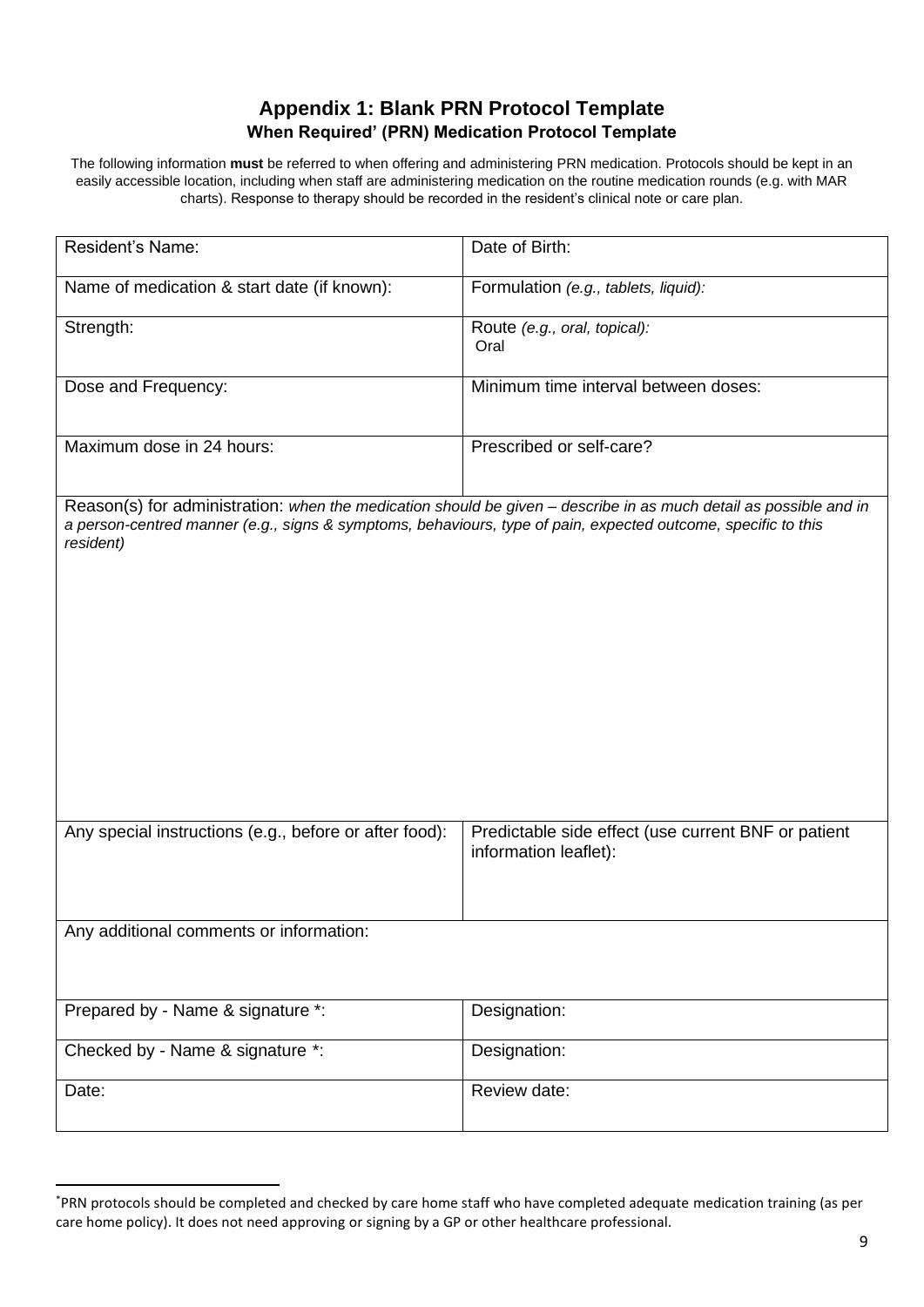## Appendix 1: Blank PRN Protocol Template

### When Required' (PRN) Medication Protocol Template

The following information **must** be referred to when offering and administering PRN medication. Protocols should be kept in an easily accessible location, including when staff are administering medication on the routine medication rounds (e.g. with MAR charts). Response to therapy should be recorded in the resident's clinical note or care plan.

| | |
|---|---|
| Resident's Name: | Date of Birth: |
| Name of medication & start date (if known): | Formulation *(e.g., tablets, liquid):* |
| Strength: | Route *(e.g., oral, topical):* Oral |
| Dose and Frequency: | Minimum time interval between doses: |
| Maximum dose in 24 hours: | Prescribed or self-care? |
| Reason(s) for administration: *when the medication should be given – describe in as much detail as possible and in a person-centred manner (e.g., signs & symptoms, behaviours, type of pain, expected outcome, specific to this resident)* | |
| Any special instructions (e.g., before or after food): | Predictable side effect (use current BNF or patient information leaflet): |
| Any additional comments or information: | |
| Prepared by - Name & signature *: | Designation: |
| Checked by - Name & signature *: | Designation: |
| Date: | Review date: |

*PRN protocols should be completed and checked by care home staff who have completed adequate medication training (as per care home policy). It does not need approving or signing by a GP or other healthcare professional.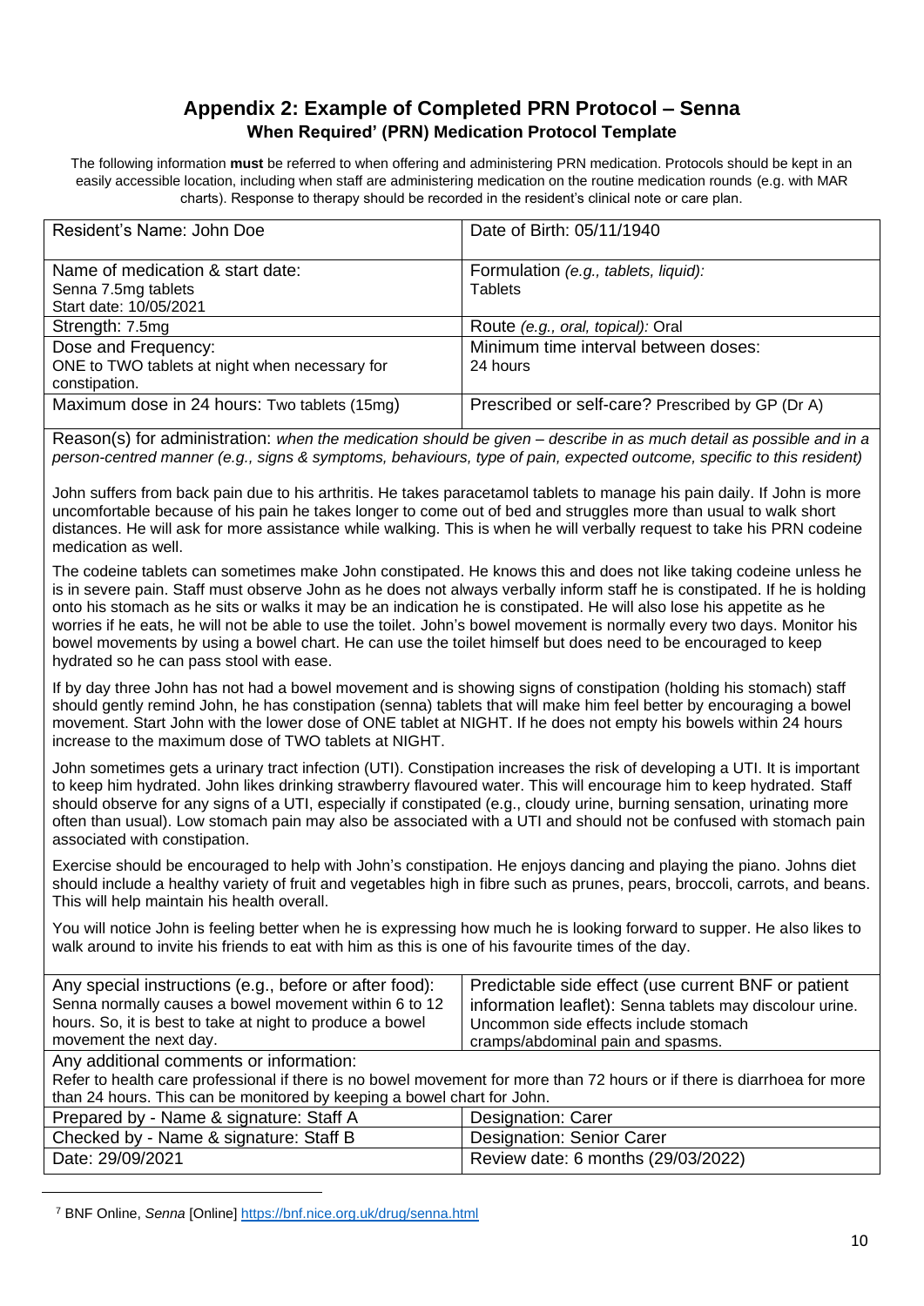## Appendix 2: Example of Completed PRN Protocol – Senna

### When Required' (PRN) Medication Protocol Template

The following information **must** be referred to when offering and administering PRN medication. Protocols should be kept in an easily accessible location, including when staff are administering medication on the routine medication rounds (e.g. with MAR charts). Response to therapy should be recorded in the resident's clinical note or care plan.

| | |
|---|---|
| Resident's Name: John Doe | Date of Birth: 05/11/1940 |
| Name of medication & start date:<br>Senna 7.5mg tablets<br>Start date: 10/05/2021 | Formulation *(e.g., tablets, liquid):*<br>Tablets |
| Strength: 7.5mg | Route *(e.g., oral, topical):* Oral |
| Dose and Frequency:<br>ONE to TWO tablets at night when necessary for constipation. | Minimum time interval between doses:<br>24 hours |
| Maximum dose in 24 hours: Two tablets (15mg) | Prescribed or self-care? Prescribed by GP (Dr A) |

Reason(s) for administration: *when the medication should be given – describe in as much detail as possible and in a person-centred manner (e.g., signs & symptoms, behaviours, type of pain, expected outcome, specific to this resident)*

John suffers from back pain due to his arthritis. He takes paracetamol tablets to manage his pain daily. If John is more uncomfortable because of his pain he takes longer to come out of bed and struggles more than usual to walk short distances. He will ask for more assistance while walking. This is when he will verbally request to take his PRN codeine medication as well.

The codeine tablets can sometimes make John constipated. He knows this and does not like taking codeine unless he is in severe pain. Staff must observe John as he does not always verbally inform staff he is constipated. If he is holding onto his stomach as he sits or walks it may be an indication he is constipated. He will also lose his appetite as he worries if he eats, he will not be able to use the toilet. John's bowel movement is normally every two days. Monitor his bowel movements by using a bowel chart. He can use the toilet himself but does need to be encouraged to keep hydrated so he can pass stool with ease.

If by day three John has not had a bowel movement and is showing signs of constipation (holding his stomach) staff should gently remind John, he has constipation (senna) tablets that will make him feel better by encouraging a bowel movement. Start John with the lower dose of ONE tablet at NIGHT. If he does not empty his bowels within 24 hours increase to the maximum dose of TWO tablets at NIGHT.

John sometimes gets a urinary tract infection (UTI). Constipation increases the risk of developing a UTI. It is important to keep him hydrated. John likes drinking strawberry flavoured water. This will encourage him to keep hydrated. Staff should observe for any signs of a UTI, especially if constipated (e.g., cloudy urine, burning sensation, urinating more often than usual). Low stomach pain may also be associated with a UTI and should not be confused with stomach pain associated with constipation.

Exercise should be encouraged to help with John's constipation. He enjoys dancing and playing the piano. Johns diet should include a healthy variety of fruit and vegetables high in fibre such as prunes, pears, broccoli, carrots, and beans. This will help maintain his health overall.

You will notice John is feeling better when he is expressing how much he is looking forward to supper. He also likes to walk around to invite his friends to eat with him as this is one of his favourite times of the day.

| | |
|---|---|
| Any special instructions (e.g., before or after food):<br>Senna normally causes a bowel movement within 6 to 12 hours. So, it is best to take at night to produce a bowel movement the next day. | Predictable side effect (use current BNF or patient information leaflet): Senna tablets may discolour urine. Uncommon side effects include stomach cramps/abdominal pain and spasms. |

Any additional comments or information:
Refer to health care professional if there is no bowel movement for more than 72 hours or if there is diarrhoea for more than 24 hours. This can be monitored by keeping a bowel chart for John.

| | |
|---|---|
| Prepared by - Name & signature: Staff A | Designation: Carer |
| Checked by - Name & signature: Staff B | Designation: Senior Carer |
| Date: 29/09/2021 | Review date: 6 months (29/03/2022) |

[7] BNF Online, *Senna* [Online] https://bnf.nice.org.uk/drug/senna.html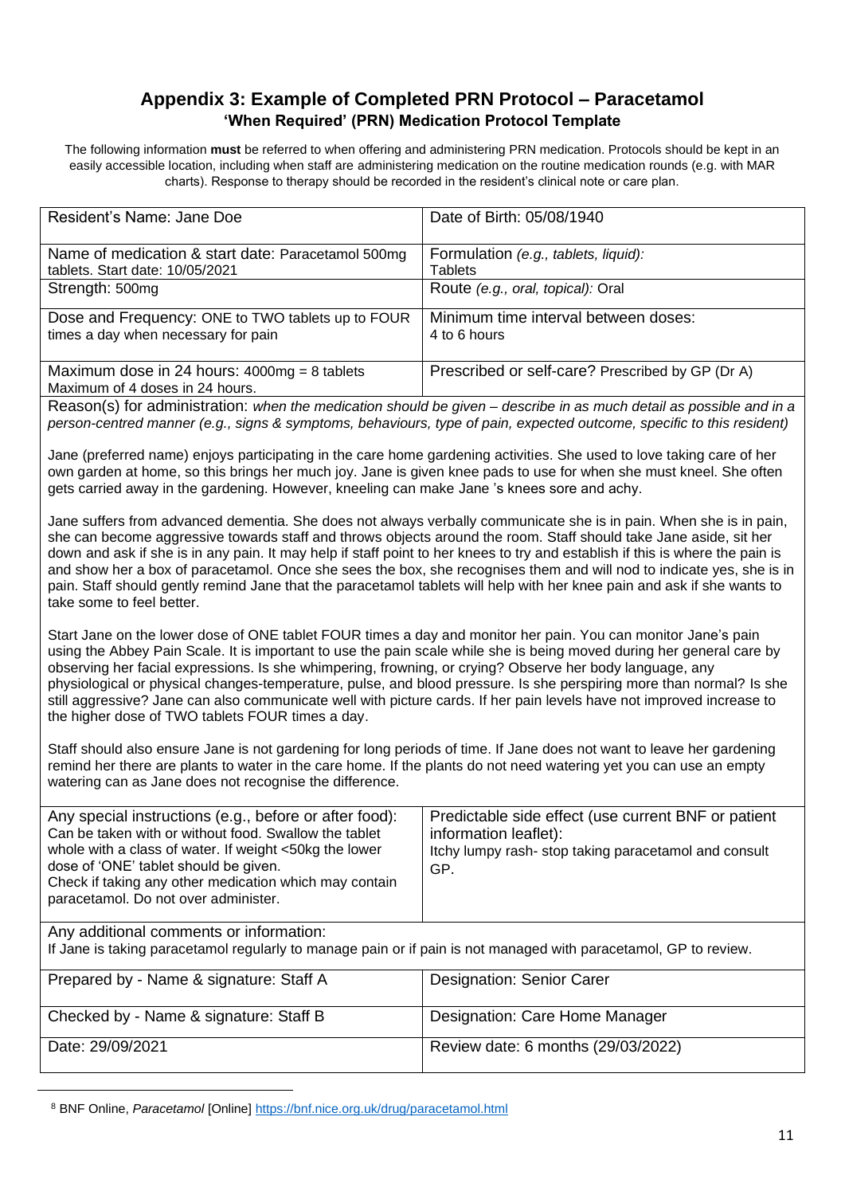## Appendix 3: Example of Completed PRN Protocol – Paracetamol

### 'When Required' (PRN) Medication Protocol Template

The following information **must** be referred to when offering and administering PRN medication. Protocols should be kept in an easily accessible location, including when staff are administering medication on the routine medication rounds (e.g. with MAR charts). Response to therapy should be recorded in the resident's clinical note or care plan.

| Resident's Name: Jane Doe | Date of Birth: 05/08/1940 |
|---|---|
| Name of medication & start date: Paracetamol 500mg tablets. Start date: 10/05/2021 | Formulation *(e.g., tablets, liquid):* Tablets |
| Strength: 500mg | Route *(e.g., oral, topical):* Oral |
| Dose and Frequency: ONE to TWO tablets up to FOUR times a day when necessary for pain | Minimum time interval between doses: 4 to 6 hours |
| Maximum dose in 24 hours: 4000mg = 8 tablets Maximum of 4 doses in 24 hours. | Prescribed or self-care? Prescribed by GP (Dr A) |

Reason(s) for administration: *when the medication should be given – describe in as much detail as possible and in a person-centred manner (e.g., signs & symptoms, behaviours, type of pain, expected outcome, specific to this resident)*

Jane (preferred name) enjoys participating in the care home gardening activities. She used to love taking care of her own garden at home, so this brings her much joy. Jane is given knee pads to use for when she must kneel. She often gets carried away in the gardening. However, kneeling can make Jane 's knees sore and achy.

Jane suffers from advanced dementia. She does not always verbally communicate she is in pain. When she is in pain, she can become aggressive towards staff and throws objects around the room. Staff should take Jane aside, sit her down and ask if she is in any pain. It may help if staff point to her knees to try and establish if this is where the pain is and show her a box of paracetamol. Once she sees the box, she recognises them and will nod to indicate yes, she is in pain. Staff should gently remind Jane that the paracetamol tablets will help with her knee pain and ask if she wants to take some to feel better.

Start Jane on the lower dose of ONE tablet FOUR times a day and monitor her pain. You can monitor Jane's pain using the Abbey Pain Scale. It is important to use the pain scale while she is being moved during her general care by observing her facial expressions. Is she whimpering, frowning, or crying? Observe her body language, any physiological or physical changes-temperature, pulse, and blood pressure. Is she perspiring more than normal? Is she still aggressive? Jane can also communicate well with picture cards. If her pain levels have not improved increase to the higher dose of TWO tablets FOUR times a day.

Staff should also ensure Jane is not gardening for long periods of time. If Jane does not want to leave her gardening remind her there are plants to water in the care home. If the plants do not need watering yet you can use an empty watering can as Jane does not recognise the difference.

| Any special instructions (e.g., before or after food): Can be taken with or without food. Swallow the tablet whole with a class of water. If weight <50kg the lower dose of 'ONE' tablet should be given. Check if taking any other medication which may contain paracetamol. Do not over administer. | Predictable side effect (use current BNF or patient information leaflet): Itchy lumpy rash- stop taking paracetamol and consult GP. |
|---|---|

Any additional comments or information:
If Jane is taking paracetamol regularly to manage pain or if pain is not managed with paracetamol, GP to review.

| Prepared by - Name & signature: Staff A | Designation: Senior Carer |
|---|---|
| Checked by - Name & signature: Staff B | Designation: Care Home Manager |
| Date: 29/09/2021 | Review date: 6 months (29/03/2022) |

[8] BNF Online, *Paracetamol* [Online] https://bnf.nice.org.uk/drug/paracetamol.html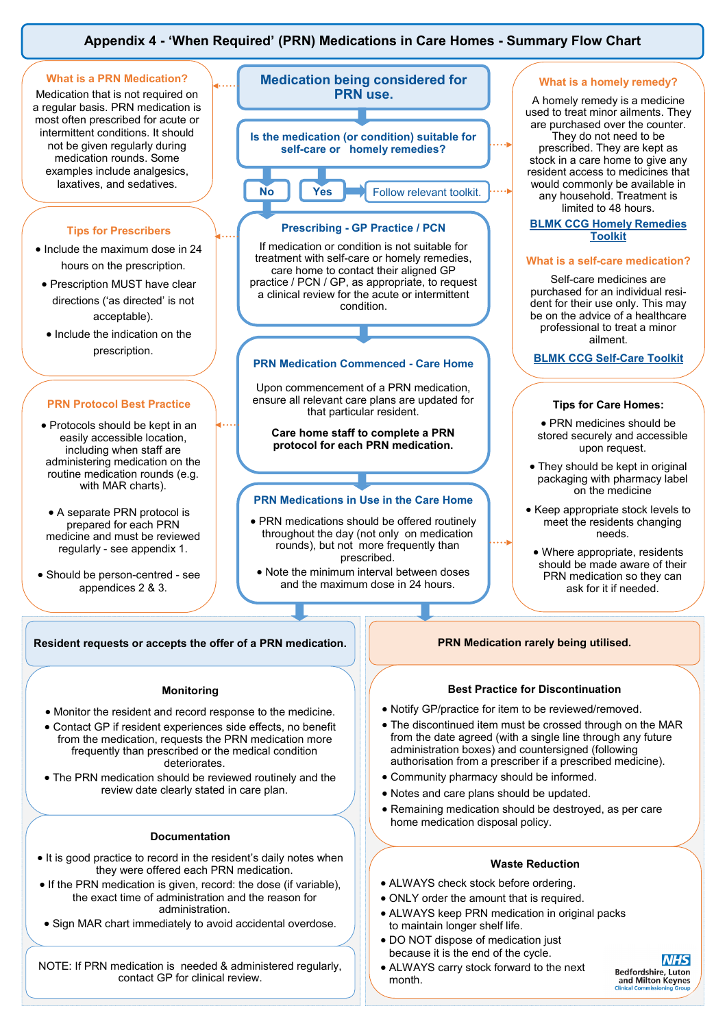# Appendix 4 - 'When Required' (PRN) Medications in Care Homes - Summary Flow Chart

## Medication being considered for PRN use.

### What is a PRN Medication?

Medication that is not required on a regular basis. PRN medication is most often prescribed for acute or intermittent conditions. It should not be given regularly during medication rounds. Some examples include analgesics, laxatives, and sedatives.

**Is the medication (or condition) suitable for self-care or homely remedies?**

- **No**
- **Yes** → Follow relevant toolkit.

### What is a homely remedy?

A homely remedy is a medicine used to treat minor ailments. They are purchased over the counter. They do not need to be prescribed. They are kept as stock in a care home to give any resident access to medicines that would commonly be available in any household. Treatment is limited to 48 hours.

BLMK CCG Homely Remedies Toolkit

### What is a self-care medication?

Self-care medicines are purchased for an individual resident for their use only. This may be on the advice of a healthcare professional to treat a minor ailment.

BLMK CCG Self-Care Toolkit

### Prescribing - GP Practice / PCN

If medication or condition is not suitable for treatment with self-care or homely remedies, care home to contact their aligned GP practice / PCN / GP, as appropriate, to request a clinical review for the acute or intermittent condition.

### Tips for Prescribers

- Include the maximum dose in 24 hours on the prescription.
- Prescription MUST have clear directions ('as directed' is not acceptable).
- Include the indication on the prescription.

### PRN Medication Commenced - Care Home

Upon commencement of a PRN medication, ensure all relevant care plans are updated for that particular resident.

**Care home staff to complete a PRN protocol for each PRN medication.**

### PRN Protocol Best Practice

- Protocols should be kept in an easily accessible location, including when staff are administering medication on the routine medication rounds (e.g. with MAR charts).
- A separate PRN protocol is prepared for each PRN medicine and must be reviewed regularly - see appendix 1.
- Should be person-centred - see appendices 2 & 3.

### PRN Medications in Use in the Care Home

- PRN medications should be offered routinely throughout the day (not only on medication rounds), but not more frequently than prescribed.
- Note the minimum interval between doses and the maximum dose in 24 hours.

### Tips for Care Homes:

- PRN medicines should be stored securely and accessible upon request.
- They should be kept in original packaging with pharmacy label on the medicine
- Keep appropriate stock levels to meet the residents changing needs.
- Where appropriate, residents should be made aware of their PRN medication so they can ask for it if needed.

## Resident requests or accepts the offer of a PRN medication.

### Monitoring

- Monitor the resident and record response to the medicine.
- Contact GP if resident experiences side effects, no benefit from the medication, requests the PRN medication more frequently than prescribed or the medical condition deteriorates.
- The PRN medication should be reviewed routinely and the review date clearly stated in care plan.

### Documentation

- It is good practice to record in the resident's daily notes when they were offered each PRN medication.
- If the PRN medication is given, record: the dose (if variable), the exact time of administration and the reason for administration.
- Sign MAR chart immediately to avoid accidental overdose.

NOTE: If PRN medication is needed & administered regularly, contact GP for clinical review.

## PRN Medication rarely being utilised.

### Best Practice for Discontinuation

- Notify GP/practice for item to be reviewed/removed.
- The discontinued item must be crossed through on the MAR from the date agreed (with a single line through any future administration boxes) and countersigned (following authorisation from a prescriber if a prescribed medicine).
- Community pharmacy should be informed.
- Notes and care plans should be updated.
- Remaining medication should be destroyed, as per care home medication disposal policy.

### Waste Reduction

- ALWAYS check stock before ordering.
- ONLY order the amount that is required.
- ALWAYS keep PRN medication in original packs to maintain longer shelf life.
- DO NOT dispose of medication just because it is the end of the cycle.
- ALWAYS carry stock forward to the next month.

NHS Bedfordshire, Luton and Milton Keynes Clinical Commissioning Group